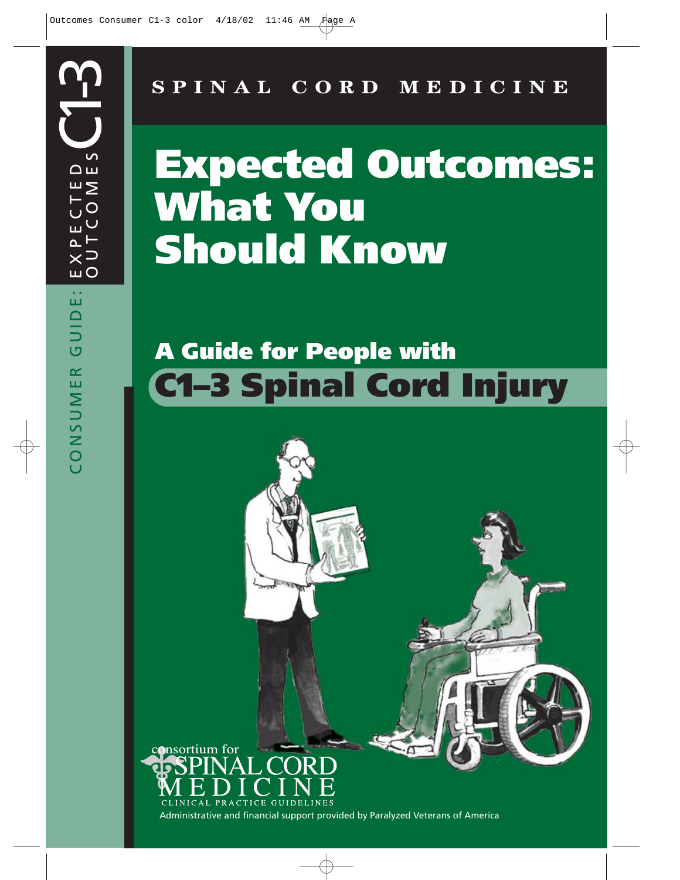SPINAL CORD MEDICINE

# Expected Outcomes: What You Should Know

## A Guide for People with C1–3 Spinal Cord Injury

CONSUMER GUIDE: EXPECTED OUTCOMES C1-3

consortium for SPINAL CORD MEDICINE
CLINICAL PRACTICE GUIDELINES

Administrative and financial support provided by Paralyzed Veterans of America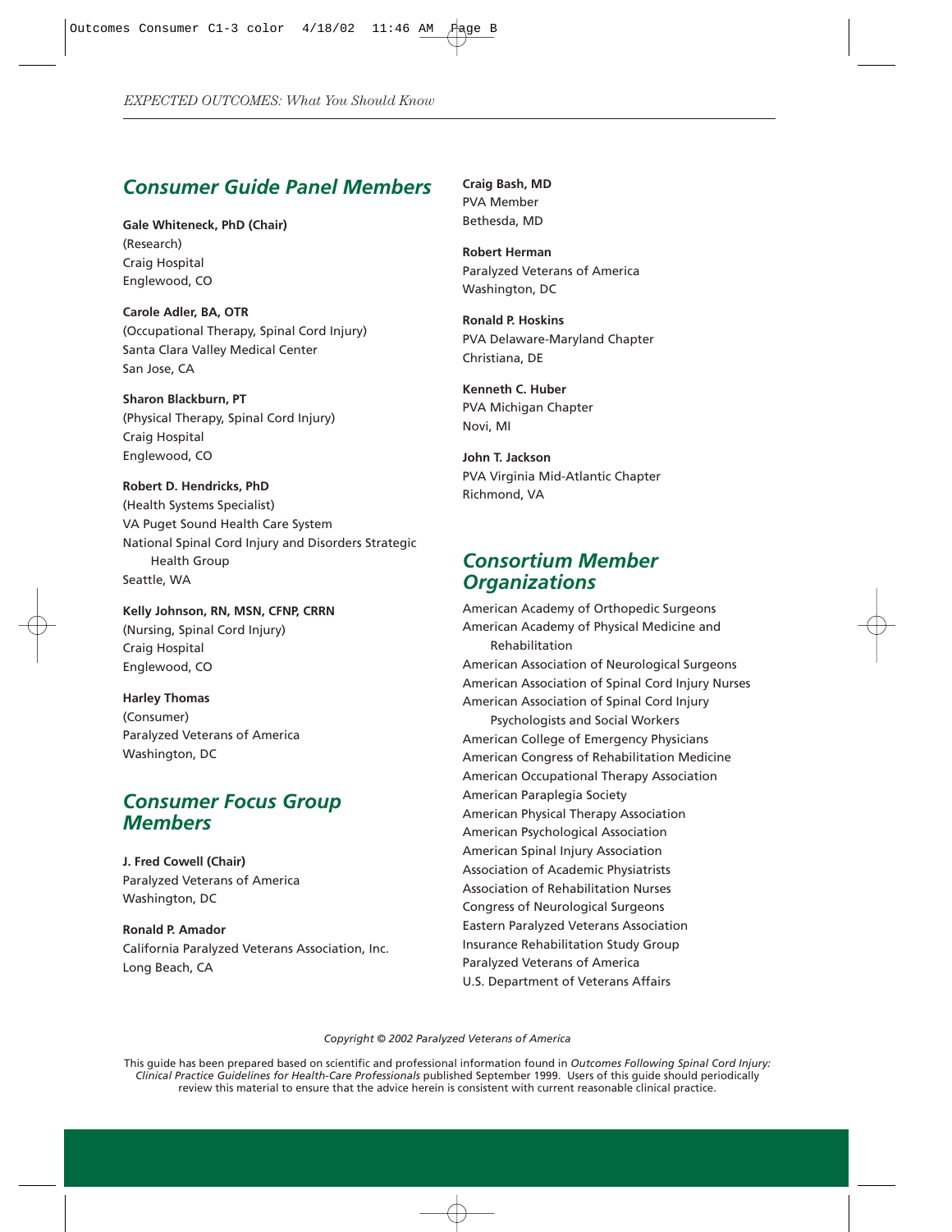## Consumer Guide Panel Members

**Gale Whiteneck, PhD (Chair)**
(Research)
Craig Hospital
Englewood, CO

**Carole Adler, BA, OTR**
(Occupational Therapy, Spinal Cord Injury)
Santa Clara Valley Medical Center
San Jose, CA

**Sharon Blackburn, PT**
(Physical Therapy, Spinal Cord Injury)
Craig Hospital
Englewood, CO

**Robert D. Hendricks, PhD**
(Health Systems Specialist)
VA Puget Sound Health Care System
National Spinal Cord Injury and Disorders Strategic Health Group
Seattle, WA

**Kelly Johnson, RN, MSN, CFNP, CRRN**
(Nursing, Spinal Cord Injury)
Craig Hospital
Englewood, CO

**Harley Thomas**
(Consumer)
Paralyzed Veterans of America
Washington, DC

## Consumer Focus Group Members

**J. Fred Cowell (Chair)**
Paralyzed Veterans of America
Washington, DC

**Ronald P. Amador**
California Paralyzed Veterans Association, Inc.
Long Beach, CA

**Craig Bash, MD**
PVA Member
Bethesda, MD

**Robert Herman**
Paralyzed Veterans of America
Washington, DC

**Ronald P. Hoskins**
PVA Delaware-Maryland Chapter
Christiana, DE

**Kenneth C. Huber**
PVA Michigan Chapter
Novi, MI

**John T. Jackson**
PVA Virginia Mid-Atlantic Chapter
Richmond, VA

## Consortium Member Organizations

American Academy of Orthopedic Surgeons
American Academy of Physical Medicine and Rehabilitation
American Association of Neurological Surgeons
American Association of Spinal Cord Injury Nurses
American Association of Spinal Cord Injury Psychologists and Social Workers
American College of Emergency Physicians
American Congress of Rehabilitation Medicine
American Occupational Therapy Association
American Paraplegia Society
American Physical Therapy Association
American Psychological Association
American Spinal Injury Association
Association of Academic Physiatrists
Association of Rehabilitation Nurses
Congress of Neurological Surgeons
Eastern Paralyzed Veterans Association
Insurance Rehabilitation Study Group
Paralyzed Veterans of America
U.S. Department of Veterans Affairs

*Copyright © 2002 Paralyzed Veterans of America*

This guide has been prepared based on scientific and professional information found in *Outcomes Following Spinal Cord Injury: Clinical Practice Guidelines for Health-Care Professionals* published September 1999. Users of this guide should periodically review this material to ensure that the advice herein is consistent with current reasonable clinical practice.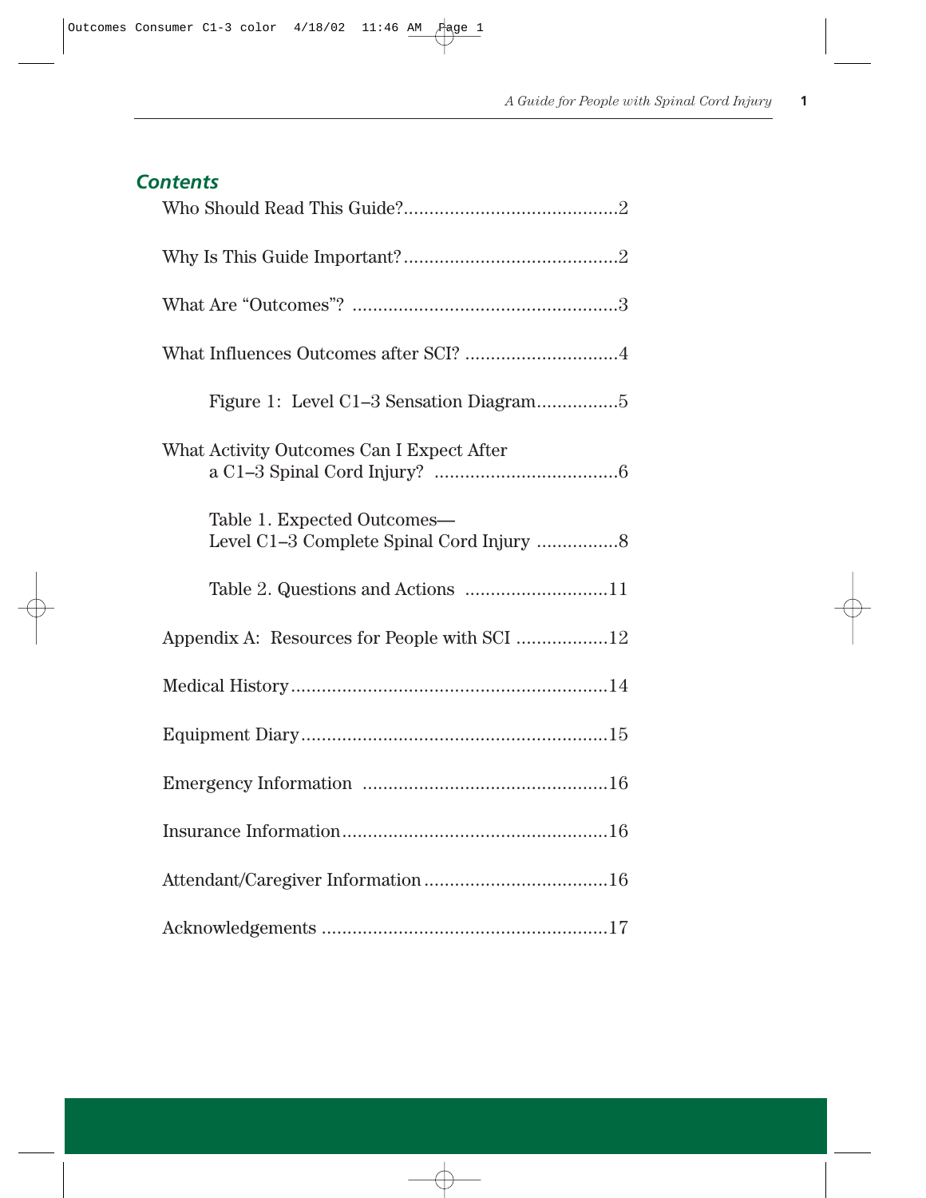## *Contents*

Who Should Read This Guide?..........................................2

Why Is This Guide Important?..........................................2

What Are "Outcomes"? ....................................................3

What Influences Outcomes after SCI? ..............................4

Figure 1: Level C1–3 Sensation Diagram................5

What Activity Outcomes Can I Expect After a C1–3 Spinal Cord Injury? ....................................6

Table 1. Expected Outcomes— Level C1–3 Complete Spinal Cord Injury ................8

Table 2. Questions and Actions ............................11

Appendix A: Resources for People with SCI ..................12

Medical History.............................................................14

Equipment Diary...........................................................15

Emergency Information ................................................16

Insurance Information....................................................16

Attendant/Caregiver Information....................................16

Acknowledgements .......................................................17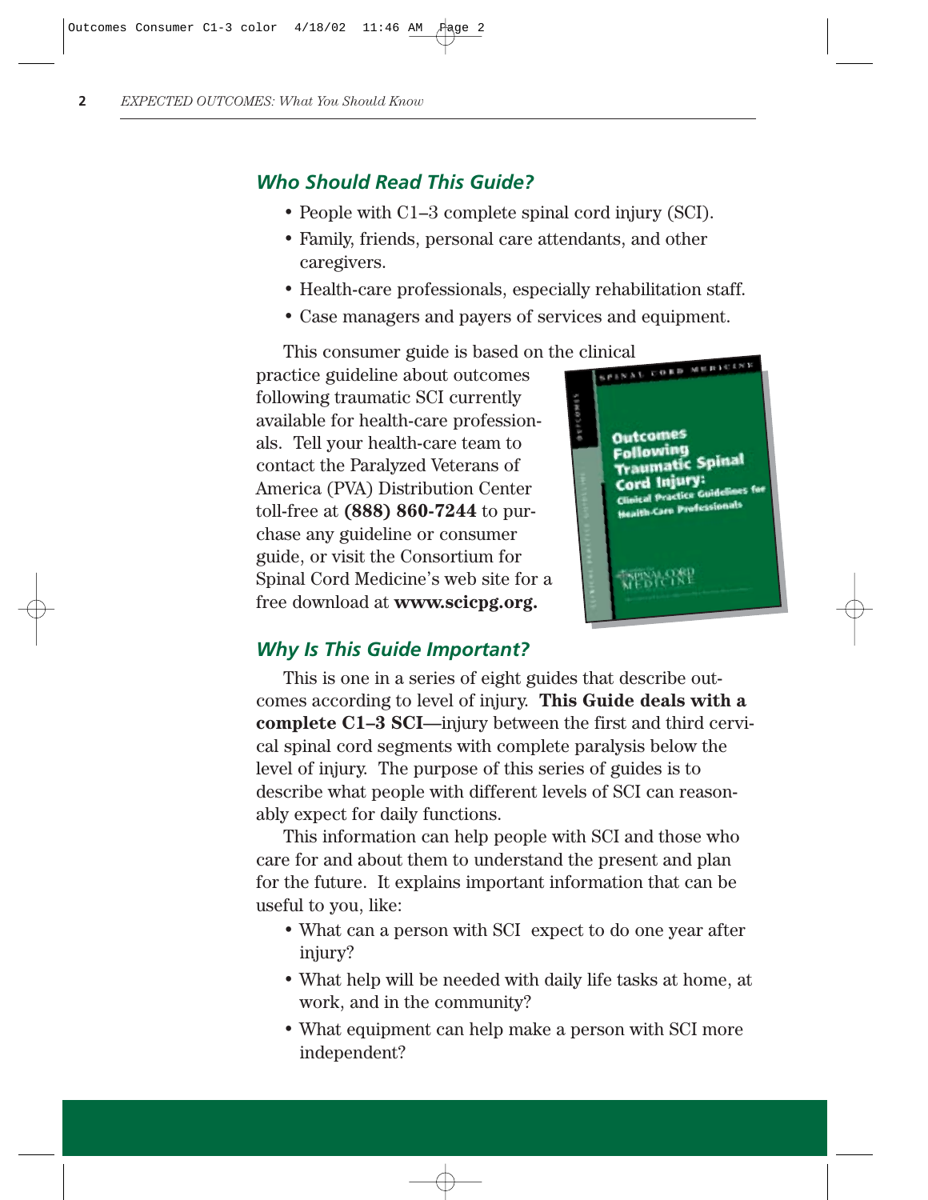## *Who Should Read This Guide?*

- People with C1–3 complete spinal cord injury (SCI).
- Family, friends, personal care attendants, and other caregivers.
- Health-care professionals, especially rehabilitation staff.
- Case managers and payers of services and equipment.

This consumer guide is based on the clinical practice guideline about outcomes following traumatic SCI currently available for health-care professionals. Tell your health-care team to contact the Paralyzed Veterans of America (PVA) Distribution Center toll-free at **(888) 860-7244** to purchase any guideline or consumer guide, or visit the Consortium for Spinal Cord Medicine's web site for a free download at **www.scicpg.org.**

## *Why Is This Guide Important?*

This is one in a series of eight guides that describe outcomes according to level of injury. **This Guide deals with a complete C1–3 SCI**—injury between the first and third cervical spinal cord segments with complete paralysis below the level of injury. The purpose of this series of guides is to describe what people with different levels of SCI can reasonably expect for daily functions.

This information can help people with SCI and those who care for and about them to understand the present and plan for the future. It explains important information that can be useful to you, like:

- What can a person with SCI expect to do one year after injury?
- What help will be needed with daily life tasks at home, at work, and in the community?
- What equipment can help make a person with SCI more independent?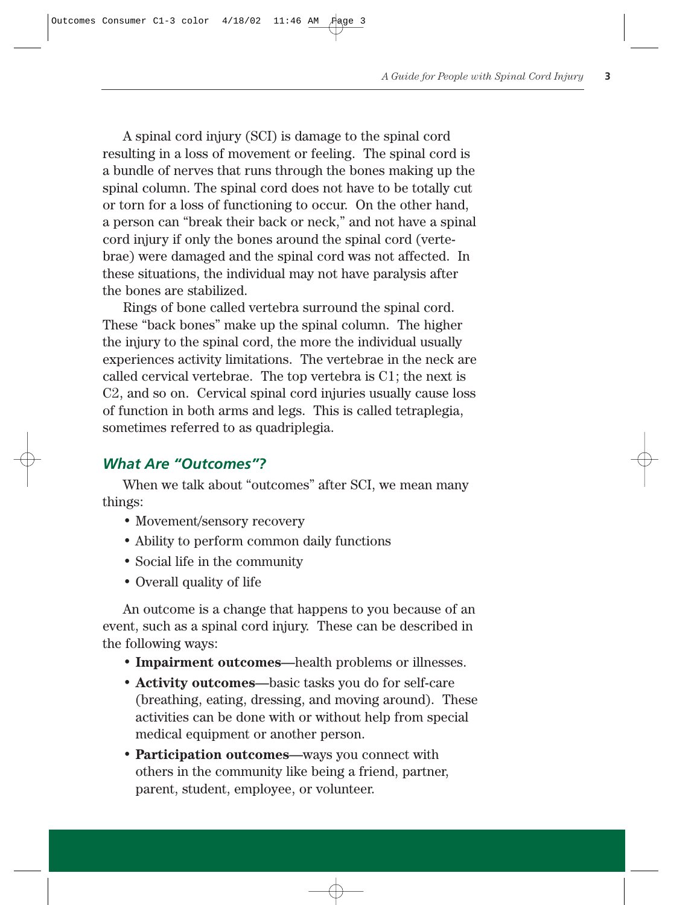A spinal cord injury (SCI) is damage to the spinal cord resulting in a loss of movement or feeling. The spinal cord is a bundle of nerves that runs through the bones making up the spinal column. The spinal cord does not have to be totally cut or torn for a loss of functioning to occur. On the other hand, a person can "break their back or neck," and not have a spinal cord injury if only the bones around the spinal cord (vertebrae) were damaged and the spinal cord was not affected. In these situations, the individual may not have paralysis after the bones are stabilized.

Rings of bone called vertebra surround the spinal cord. These "back bones" make up the spinal column. The higher the injury to the spinal cord, the more the individual usually experiences activity limitations. The vertebrae in the neck are called cervical vertebrae. The top vertebra is C1; the next is C2, and so on. Cervical spinal cord injuries usually cause loss of function in both arms and legs. This is called tetraplegia, sometimes referred to as quadriplegia.

## *What Are "Outcomes"?*

When we talk about "outcomes" after SCI, we mean many things:

- Movement/sensory recovery
- Ability to perform common daily functions
- Social life in the community
- Overall quality of life

An outcome is a change that happens to you because of an event, such as a spinal cord injury. These can be described in the following ways:

- **Impairment outcomes**—health problems or illnesses.
- **Activity outcomes**—basic tasks you do for self-care (breathing, eating, dressing, and moving around). These activities can be done with or without help from special medical equipment or another person.
- **Participation outcomes**—ways you connect with others in the community like being a friend, partner, parent, student, employee, or volunteer.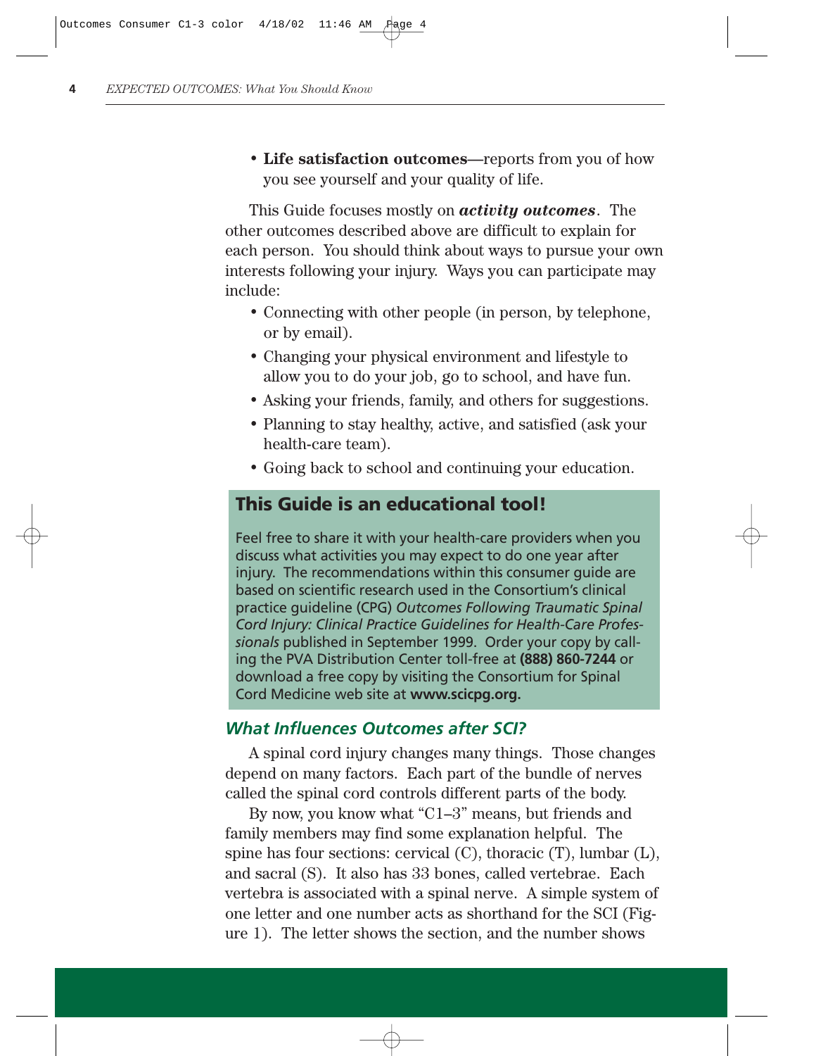- **Life satisfaction outcomes**—reports from you of how you see yourself and your quality of life.

This Guide focuses mostly on ***activity outcomes***. The other outcomes described above are difficult to explain for each person. You should think about ways to pursue your own interests following your injury. Ways you can participate may include:

- Connecting with other people (in person, by telephone, or by email).
- Changing your physical environment and lifestyle to allow you to do your job, go to school, and have fun.
- Asking your friends, family, and others for suggestions.
- Planning to stay healthy, active, and satisfied (ask your health-care team).
- Going back to school and continuing your education.

## This Guide is an educational tool!

Feel free to share it with your health-care providers when you discuss what activities you may expect to do one year after injury. The recommendations within this consumer guide are based on scientific research used in the Consortium's clinical practice guideline (CPG) *Outcomes Following Traumatic Spinal Cord Injury: Clinical Practice Guidelines for Health-Care Professionals* published in September 1999. Order your copy by calling the PVA Distribution Center toll-free at **(888) 860-7244** or download a free copy by visiting the Consortium for Spinal Cord Medicine web site at **www.scicpg.org.**

### *What Influences Outcomes after SCI?*

A spinal cord injury changes many things. Those changes depend on many factors. Each part of the bundle of nerves called the spinal cord controls different parts of the body.

By now, you know what "C1–3" means, but friends and family members may find some explanation helpful. The spine has four sections: cervical (C), thoracic (T), lumbar (L), and sacral (S). It also has 33 bones, called vertebrae. Each vertebra is associated with a spinal nerve. A simple system of one letter and one number acts as shorthand for the SCI (Figure 1). The letter shows the section, and the number shows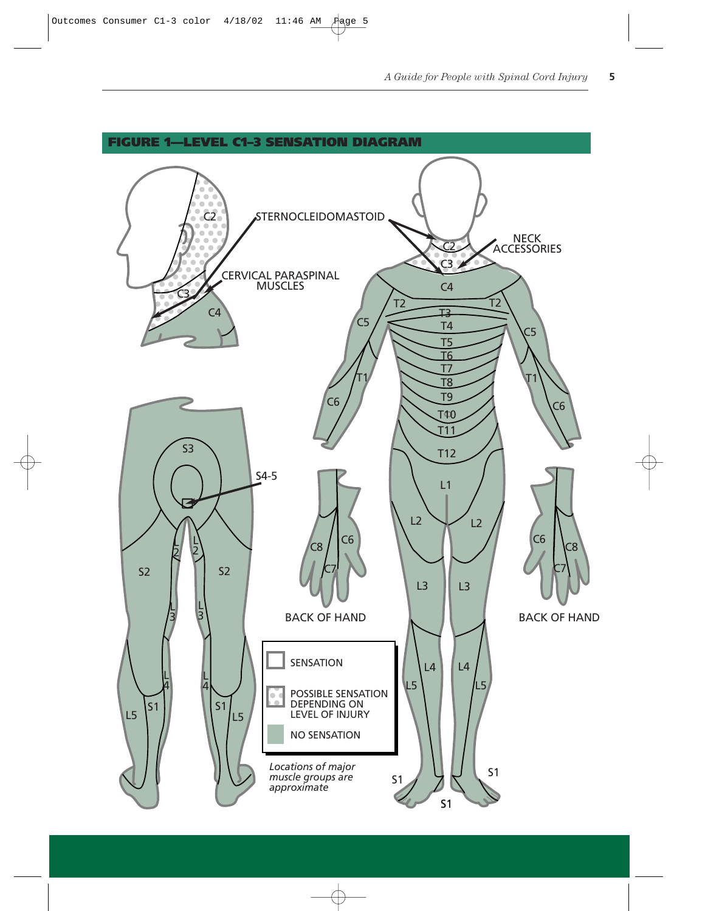## FIGURE 1—LEVEL C1–3 SENSATION DIAGRAM

STERNOCLEIDOMASTOID

NECK ACCESSORIES

CERVICAL PARASPINAL MUSCLES

BACK OF HAND

BACK OF HAND

SENSATION

POSSIBLE SENSATION DEPENDING ON LEVEL OF INJURY

NO SENSATION

*Locations of major muscle groups are approximate*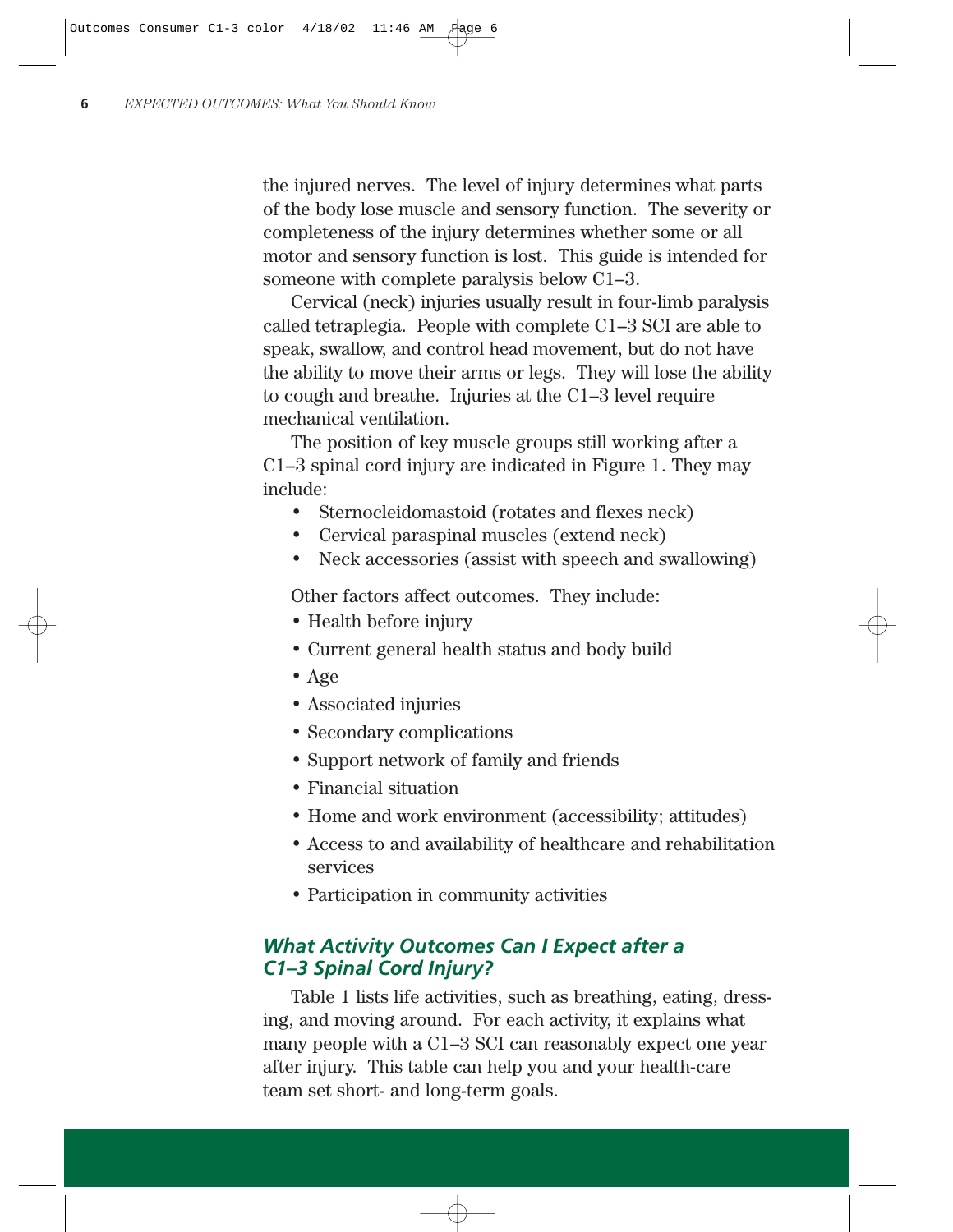the injured nerves. The level of injury determines what parts of the body lose muscle and sensory function. The severity or completeness of the injury determines whether some or all motor and sensory function is lost. This guide is intended for someone with complete paralysis below C1–3.

Cervical (neck) injuries usually result in four-limb paralysis called tetraplegia. People with complete C1–3 SCI are able to speak, swallow, and control head movement, but do not have the ability to move their arms or legs. They will lose the ability to cough and breathe. Injuries at the C1–3 level require mechanical ventilation.

The position of key muscle groups still working after a C1–3 spinal cord injury are indicated in Figure 1. They may include:

- Sternocleidomastoid (rotates and flexes neck)
- Cervical paraspinal muscles (extend neck)
- Neck accessories (assist with speech and swallowing)

Other factors affect outcomes. They include:

- Health before injury
- Current general health status and body build
- Age
- Associated injuries
- Secondary complications
- Support network of family and friends
- Financial situation
- Home and work environment (accessibility; attitudes)
- Access to and availability of healthcare and rehabilitation services
- Participation in community activities

## What Activity Outcomes Can I Expect after a C1–3 Spinal Cord Injury?

Table 1 lists life activities, such as breathing, eating, dressing, and moving around. For each activity, it explains what many people with a C1–3 SCI can reasonably expect one year after injury. This table can help you and your health-care team set short- and long-term goals.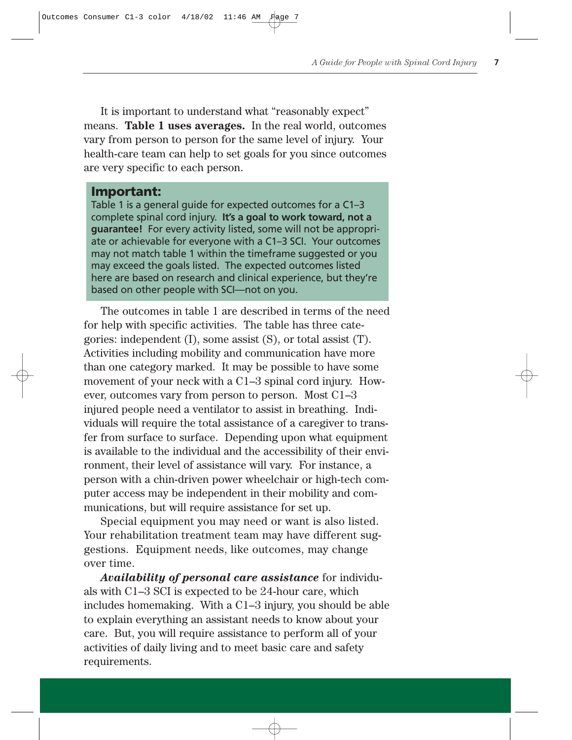It is important to understand what “reasonably expect” means. **Table 1 uses averages.** In the real world, outcomes vary from person to person for the same level of injury. Your health-care team can help to set goals for you since outcomes are very specific to each person.

> **Important:**
> Table 1 is a general guide for expected outcomes for a C1–3 complete spinal cord injury. **It’s a goal to work toward, not a guarantee!** For every activity listed, some will not be appropriate or achievable for everyone with a C1–3 SCI. Your outcomes may not match table 1 within the timeframe suggested or you may exceed the goals listed. The expected outcomes listed here are based on research and clinical experience, but they’re based on other people with SCI—not on you.

The outcomes in table 1 are described in terms of the need for help with specific activities. The table has three categories: independent (I), some assist (S), or total assist (T). Activities including mobility and communication have more than one category marked. It may be possible to have some movement of your neck with a C1–3 spinal cord injury. However, outcomes vary from person to person. Most C1–3 injured people need a ventilator to assist in breathing. Individuals will require the total assistance of a caregiver to transfer from surface to surface. Depending upon what equipment is available to the individual and the accessibility of their environment, their level of assistance will vary. For instance, a person with a chin-driven power wheelchair or high-tech computer access may be independent in their mobility and communications, but will require assistance for set up.

Special equipment you may need or want is also listed. Your rehabilitation treatment team may have different suggestions. Equipment needs, like outcomes, may change over time.

***Availability of personal care assistance*** for individuals with C1–3 SCI is expected to be 24-hour care, which includes homemaking. With a C1–3 injury, you should be able to explain everything an assistant needs to know about your care. But, you will require assistance to perform all of your activities of daily living and to meet basic care and safety requirements.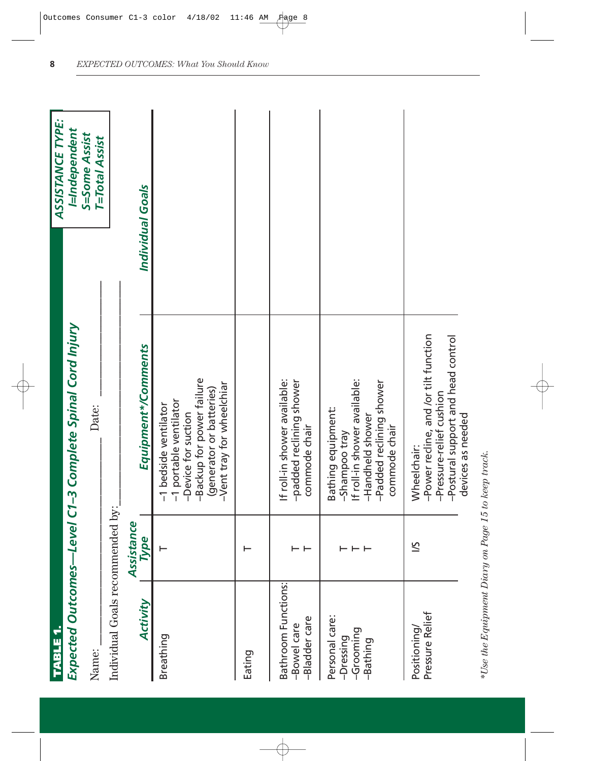**TABLE 1.**

## Expected Outcomes—Level C1–3 Complete Spinal Cord Injury

Name: ____________________ Date: ____________

Individual Goals recommended by: ____________________

**ASSISTANCE TYPE:**
*I=Independent*
*S=Some Assist*
*T=Total Assist*

| *Activity* | *Assistance Type* | *Equipment\*/Comments* | *Individual Goals* |
|---|---|---|---|
| Breathing | T | –1 bedside ventilator<br>–1 portable ventilator<br>–Device for suction<br>–Backup for power failure (generator or batteries)<br>–Vent tray for wheelchiar | |
| Eating | T | | |
| Bathroom Functions:<br>–Bowel care<br>–Bladder care | <br>T<br>T | If roll-in shower available:<br>–padded reclining shower commode chair | |
| Personal care:<br>–Dressing<br>–Grooming<br>–Bathing | <br>T<br>T<br>T | Bathing equipment:<br>–Shampoo tray<br>If roll-in shower available:<br>–Handheld shower<br>–Padded reclining shower commode chair | |
| Positioning/<br>Pressure Relief | I/S | Wheelchair:<br>–Power recline, and /or tilt function<br>–Pressure-relief cushion<br>–Postural support and head control devices as needed | |

*\*Use the Equipment Diary on Page 15 to keep track.*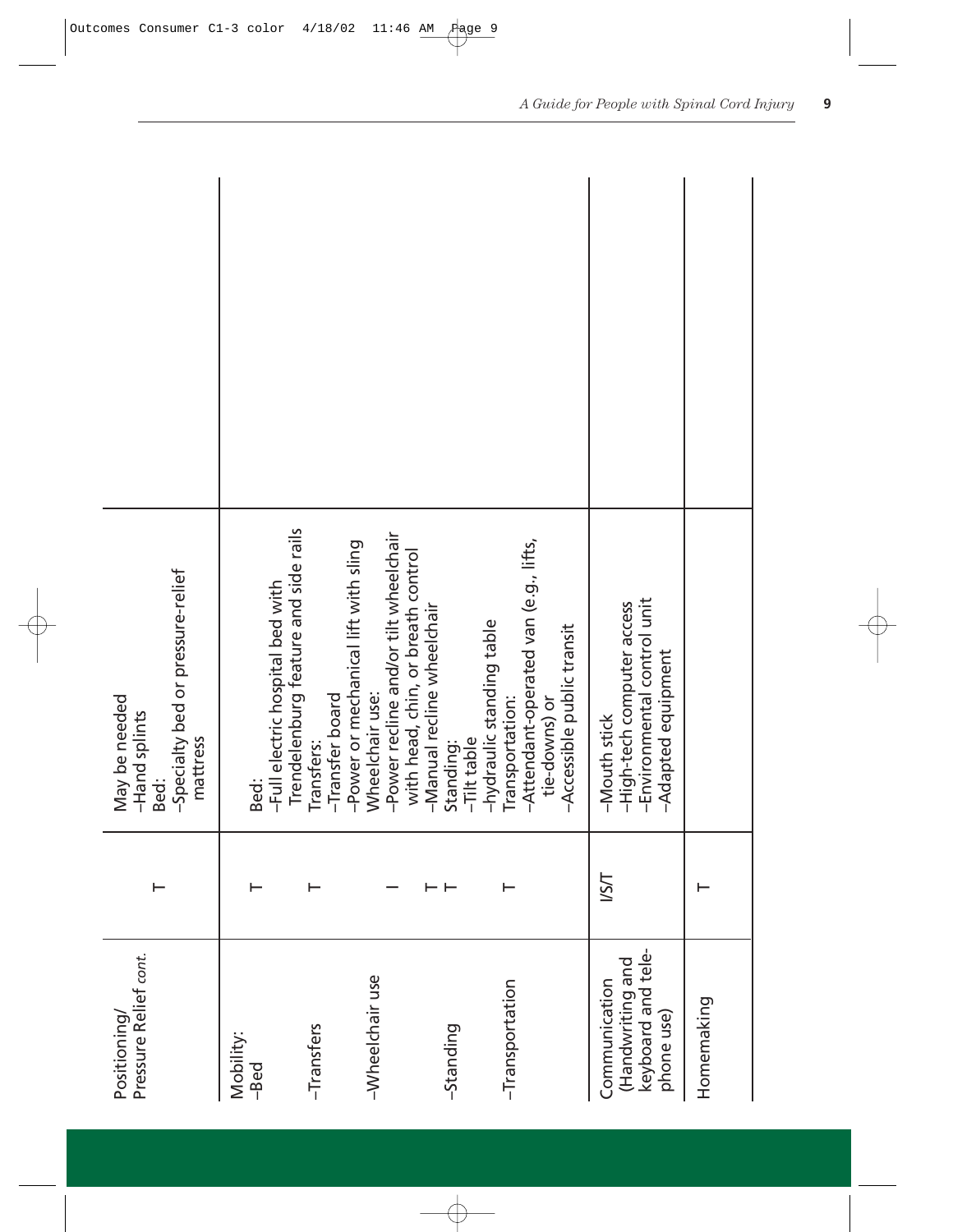| | | | |
|---|---|---|---|
| Positioning/ Pressure Relief *cont.* | T | May be needed<br>–Hand splints<br>Bed:<br>–Specialty bed or pressure-relief mattress | |
| Mobility:<br>–Bed | T | Bed:<br>–Full electric hospital bed with Trendelenburg feature and side rails | |
| –Transfers | T | Transfers:<br>–Transfer board<br>–Power or mechanical lift with sling | |
| –Wheelchair use | I<br>T<br>T | Wheelchair use:<br>–Power recline and/or tilt wheelchair with head, chin, or breath control<br>–Manual recline wheelchair | |
| –Standing | | Standing:<br>–Tilt table<br>–hydraulic standing table | |
| –Transportation | T | Transportation:<br>–Attendant-operated van (e.g., lifts, tie-downs) or<br>–Accessible public transit | |
| Communication (Handwriting and keyboard and telephone use) | I/S/T | –Mouth stick<br>–High-tech computer access<br>–Environmental control unit<br>–Adapted equipment | |
| Homemaking | T | | |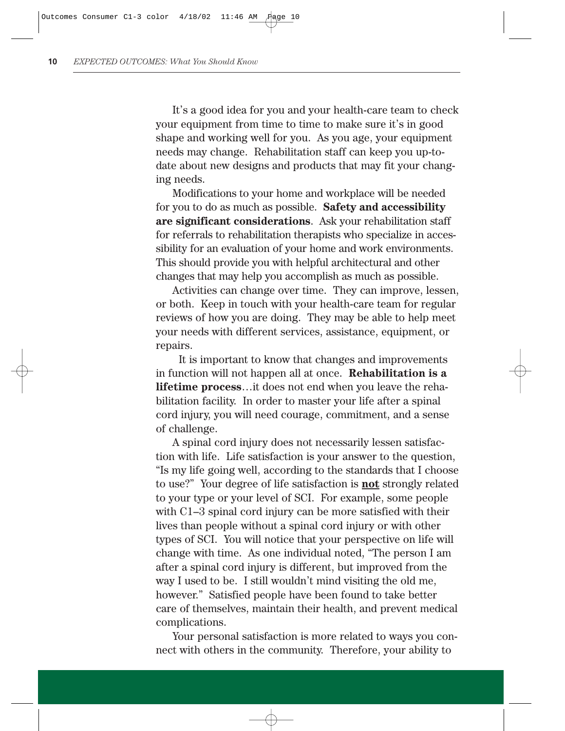It's a good idea for you and your health-care team to check your equipment from time to time to make sure it's in good shape and working well for you. As you age, your equipment needs may change. Rehabilitation staff can keep you up-to-date about new designs and products that may fit your changing needs.

Modifications to your home and workplace will be needed for you to do as much as possible. **Safety and accessibility are significant considerations**. Ask your rehabilitation staff for referrals to rehabilitation therapists who specialize in accessibility for an evaluation of your home and work environments. This should provide you with helpful architectural and other changes that may help you accomplish as much as possible.

Activities can change over time. They can improve, lessen, or both. Keep in touch with your health-care team for regular reviews of how you are doing. They may be able to help meet your needs with different services, assistance, equipment, or repairs.

It is important to know that changes and improvements in function will not happen all at once. **Rehabilitation is a lifetime process**…it does not end when you leave the rehabilitation facility. In order to master your life after a spinal cord injury, you will need courage, commitment, and a sense of challenge.

A spinal cord injury does not necessarily lessen satisfaction with life. Life satisfaction is your answer to the question, "Is my life going well, according to the standards that I choose to use?" Your degree of life satisfaction is **<u>not</u>** strongly related to your type or your level of SCI. For example, some people with C1–3 spinal cord injury can be more satisfied with their lives than people without a spinal cord injury or with other types of SCI. You will notice that your perspective on life will change with time. As one individual noted, "The person I am after a spinal cord injury is different, but improved from the way I used to be. I still wouldn't mind visiting the old me, however." Satisfied people have been found to take better care of themselves, maintain their health, and prevent medical complications.

Your personal satisfaction is more related to ways you connect with others in the community. Therefore, your ability to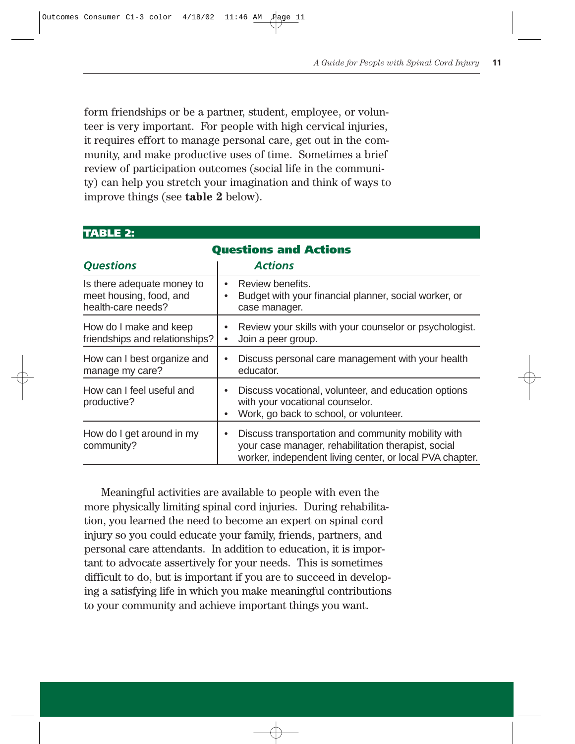form friendships or be a partner, student, employee, or volunteer is very important. For people with high cervical injuries, it requires effort to manage personal care, get out in the community, and make productive uses of time. Sometimes a brief review of participation outcomes (social life in the community) can help you stretch your imagination and think of ways to improve things (see **table 2** below).

**TABLE 2:**

**Questions and Actions**

| *Questions* | *Actions* |
|---|---|
| Is there adequate money to meet housing, food, and health-care needs? | • Review benefits.<br>• Budget with your financial planner, social worker, or case manager. |
| How do I make and keep friendships and relationships? | • Review your skills with your counselor or psychologist.<br>• Join a peer group. |
| How can I best organize and manage my care? | • Discuss personal care management with your health educator. |
| How can I feel useful and productive? | • Discuss vocational, volunteer, and education options with your vocational counselor.<br>• Work, go back to school, or volunteer. |
| How do I get around in my community? | • Discuss transportation and community mobility with your case manager, rehabilitation therapist, social worker, independent living center, or local PVA chapter. |

Meaningful activities are available to people with even the more physically limiting spinal cord injuries. During rehabilitation, you learned the need to become an expert on spinal cord injury so you could educate your family, friends, partners, and personal care attendants. In addition to education, it is important to advocate assertively for your needs. This is sometimes difficult to do, but is important if you are to succeed in developing a satisfying life in which you make meaningful contributions to your community and achieve important things you want.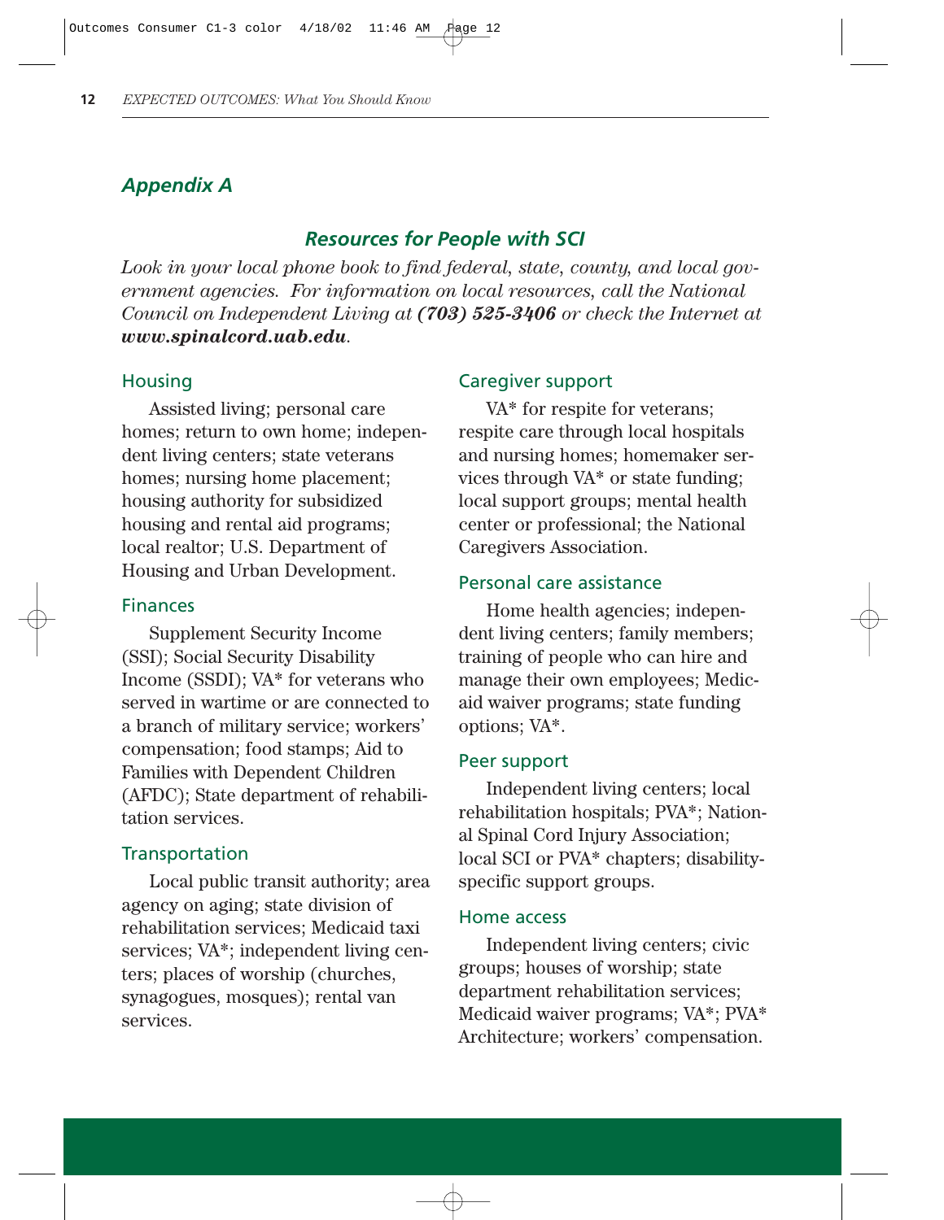## Appendix A

### Resources for People with SCI

*Look in your local phone book to find federal, state, county, and local government agencies. For information on local resources, call the National Council on Independent Living at **(703) 525-3406** or check the Internet at **www.spinalcord.uab.edu**.*

#### Housing

Assisted living; personal care homes; return to own home; independent living centers; state veterans homes; nursing home placement; housing authority for subsidized housing and rental aid programs; local realtor; U.S. Department of Housing and Urban Development.

#### Finances

Supplement Security Income (SSI); Social Security Disability Income (SSDI); VA* for veterans who served in wartime or are connected to a branch of military service; workers' compensation; food stamps; Aid to Families with Dependent Children (AFDC); State department of rehabilitation services.

#### Transportation

Local public transit authority; area agency on aging; state division of rehabilitation services; Medicaid taxi services; VA*; independent living centers; places of worship (churches, synagogues, mosques); rental van services.

#### Caregiver support

VA* for respite for veterans; respite care through local hospitals and nursing homes; homemaker services through VA* or state funding; local support groups; mental health center or professional; the National Caregivers Association.

#### Personal care assistance

Home health agencies; independent living centers; family members; training of people who can hire and manage their own employees; Medicaid waiver programs; state funding options; VA*.

#### Peer support

Independent living centers; local rehabilitation hospitals; PVA*; National Spinal Cord Injury Association; local SCI or PVA* chapters; disability-specific support groups.

#### Home access

Independent living centers; civic groups; houses of worship; state department rehabilitation services; Medicaid waiver programs; VA*; PVA* Architecture; workers' compensation.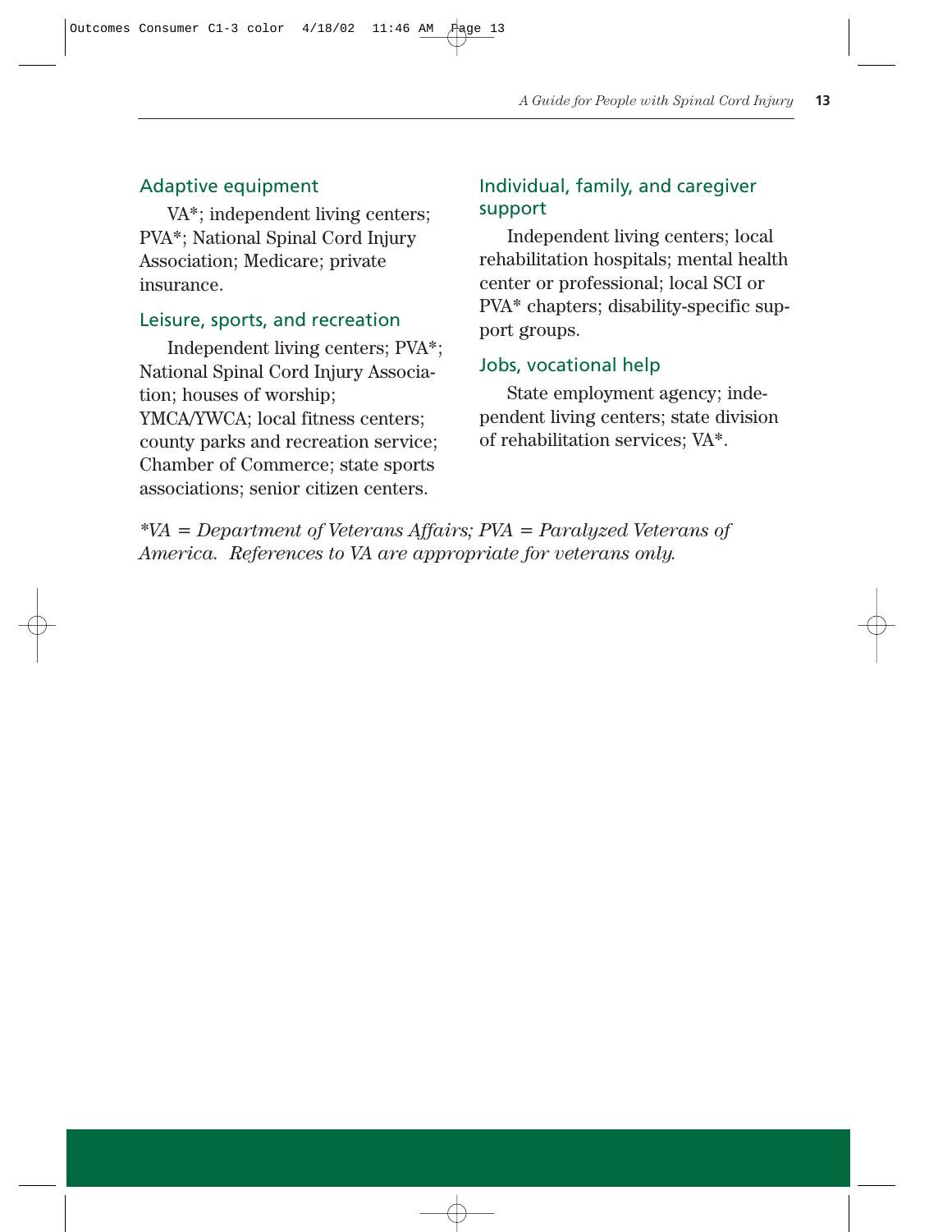### Adaptive equipment

VA*; independent living centers; PVA*; National Spinal Cord Injury Association; Medicare; private insurance.

### Leisure, sports, and recreation

Independent living centers; PVA*; National Spinal Cord Injury Association; houses of worship; YMCA/YWCA; local fitness centers; county parks and recreation service; Chamber of Commerce; state sports associations; senior citizen centers.

### Individual, family, and caregiver support

Independent living centers; local rehabilitation hospitals; mental health center or professional; local SCI or PVA* chapters; disability-specific support groups.

### Jobs, vocational help

State employment agency; independent living centers; state division of rehabilitation services; VA*.

*\*VA = Department of Veterans Affairs; PVA = Paralyzed Veterans of America. References to VA are appropriate for veterans only.*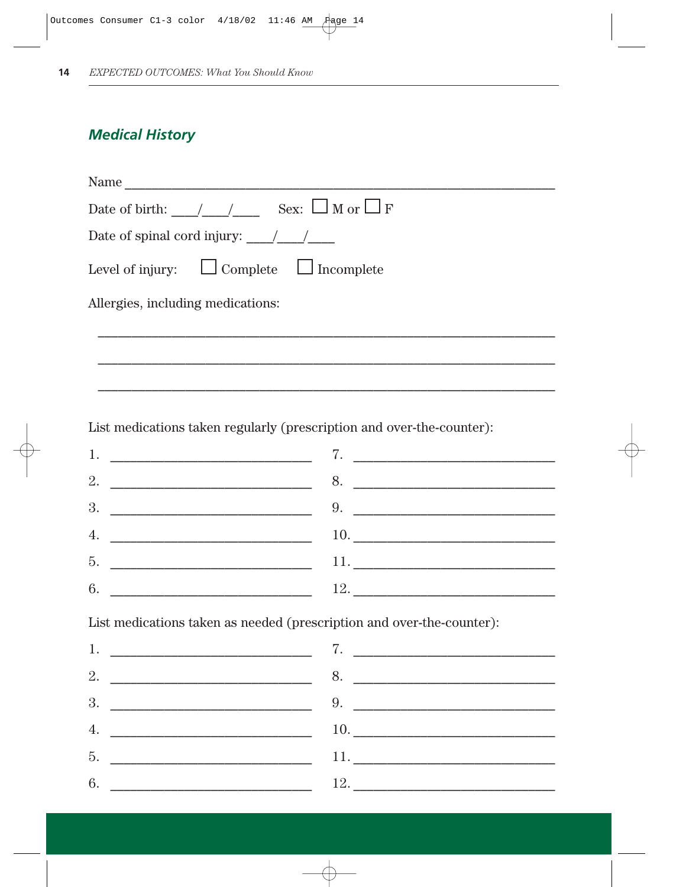## *Medical History*

Name ___________________________________________________________

Date of birth: ____/____/____   Sex: ☐ M or ☐ F

Date of spinal cord injury: ____/____/____

Level of injury: ☐ Complete ☐ Incomplete

Allergies, including medications:

___________________________________________________________

___________________________________________________________

___________________________________________________________

List medications taken regularly (prescription and over-the-counter):

1. ____________________________ 7. ____________________________
2. ____________________________ 8. ____________________________
3. ____________________________ 9. ____________________________
4. ____________________________ 10. ____________________________
5. ____________________________ 11. ____________________________
6. ____________________________ 12. ____________________________

List medications taken as needed (prescription and over-the-counter):

1. ____________________________ 7. ____________________________
2. ____________________________ 8. ____________________________
3. ____________________________ 9. ____________________________
4. ____________________________ 10. ____________________________
5. ____________________________ 11. ____________________________
6. ____________________________ 12. ____________________________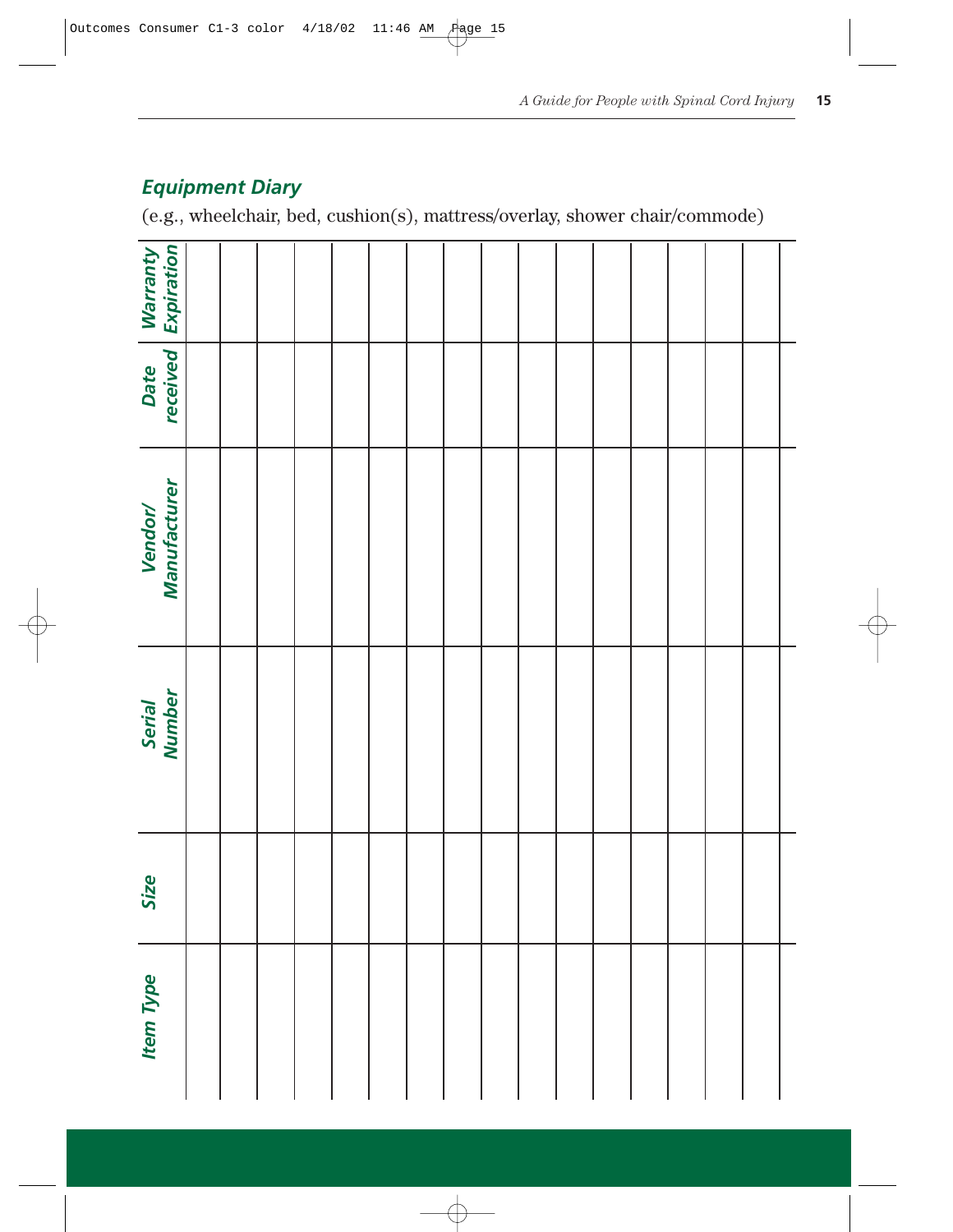## Equipment Diary

(e.g., wheelchair, bed, cushion(s), mattress/overlay, shower chair/commode)

| Item Type | Size | Serial Number | Vendor/Manufacturer | Date received | Warranty Expiration |
|---|---|---|---|---|---|
| | | | | | |
| | | | | | |
| | | | | | |
| | | | | | |
| | | | | | |
| | | | | | |
| | | | | | |
| | | | | | |
| | | | | | |
| | | | | | |
| | | | | | |
| | | | | | |
| | | | | | |
| | | | | | |
| | | | | | |
| | | | | | |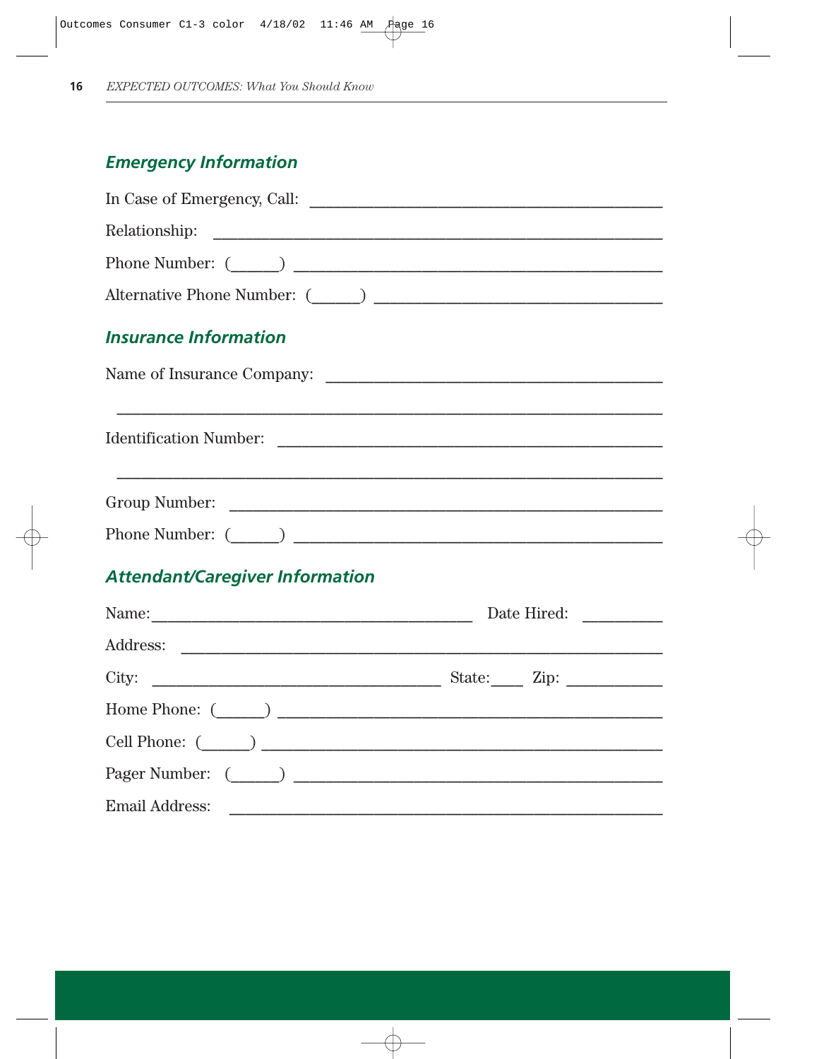## Emergency Information

In Case of Emergency, Call: ___________________________________________

Relationship: _______________________________________________________

Phone Number: (______) _______________________________________________

Alternative Phone Number: (______) ____________________________________

## Insurance Information

Name of Insurance Company: ___________________________________________

_____________________________________________________________________

Identification Number: _________________________________________________

_____________________________________________________________________

Group Number: ______________________________________________________

Phone Number: (______) _______________________________________________

## Attendant/Caregiver Information

Name:_________________________________________ Date Hired: __________

Address: ____________________________________________________________

City: ____________________________________ State:____ Zip: ____________

Home Phone: (______) _________________________________________________

Cell Phone: (______) __________________________________________________

Pager Number: (______) _______________________________________________

Email Address: _______________________________________________________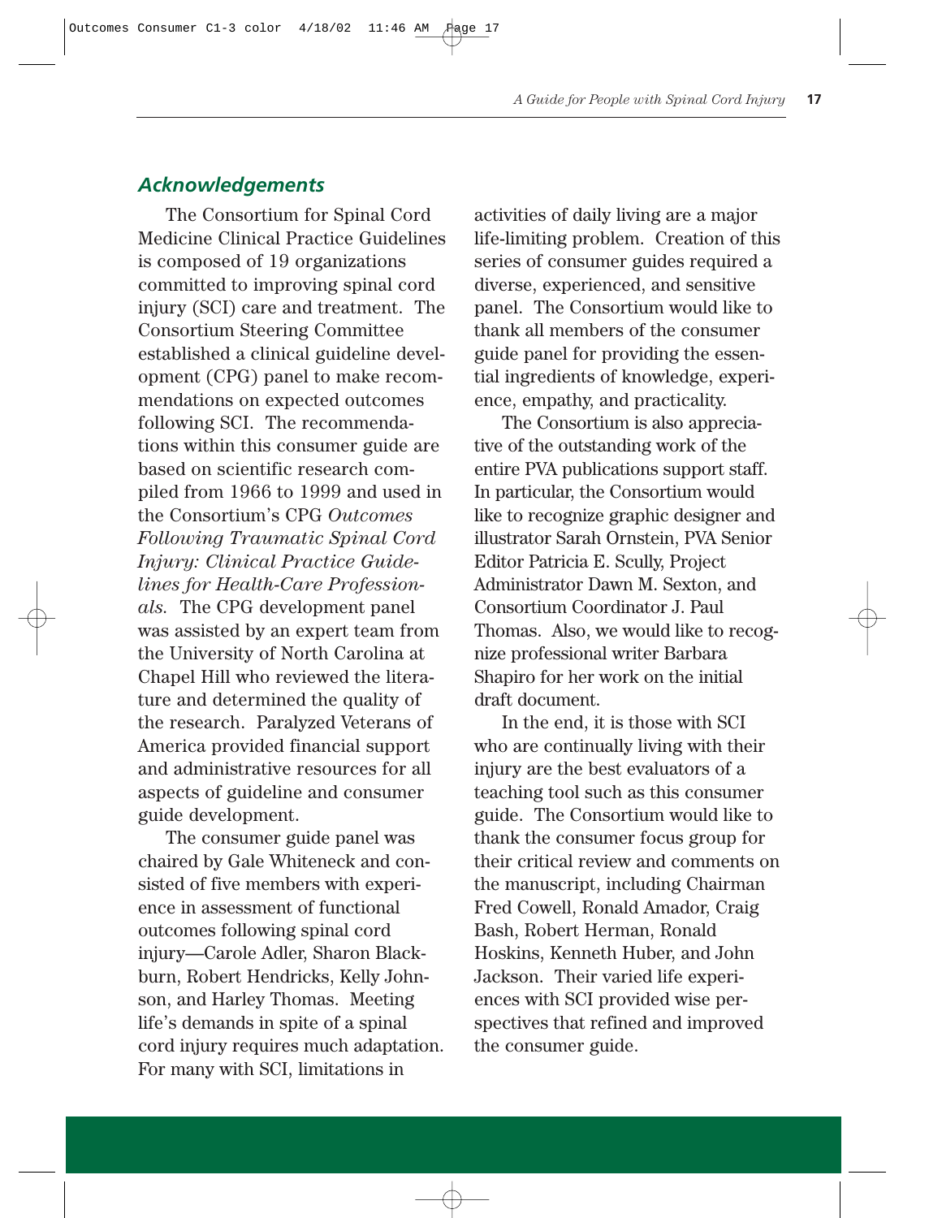## *Acknowledgements*

The Consortium for Spinal Cord Medicine Clinical Practice Guidelines is composed of 19 organizations committed to improving spinal cord injury (SCI) care and treatment. The Consortium Steering Committee established a clinical guideline development (CPG) panel to make recommendations on expected outcomes following SCI. The recommendations within this consumer guide are based on scientific research compiled from 1966 to 1999 and used in the Consortium's CPG *Outcomes Following Traumatic Spinal Cord Injury: Clinical Practice Guidelines for Health-Care Professionals.* The CPG development panel was assisted by an expert team from the University of North Carolina at Chapel Hill who reviewed the literature and determined the quality of the research. Paralyzed Veterans of America provided financial support and administrative resources for all aspects of guideline and consumer guide development.

The consumer guide panel was chaired by Gale Whiteneck and consisted of five members with experience in assessment of functional outcomes following spinal cord injury—Carole Adler, Sharon Blackburn, Robert Hendricks, Kelly Johnson, and Harley Thomas. Meeting life's demands in spite of a spinal cord injury requires much adaptation. For many with SCI, limitations in activities of daily living are a major life-limiting problem. Creation of this series of consumer guides required a diverse, experienced, and sensitive panel. The Consortium would like to thank all members of the consumer guide panel for providing the essential ingredients of knowledge, experience, empathy, and practicality.

The Consortium is also appreciative of the outstanding work of the entire PVA publications support staff. In particular, the Consortium would like to recognize graphic designer and illustrator Sarah Ornstein, PVA Senior Editor Patricia E. Scully, Project Administrator Dawn M. Sexton, and Consortium Coordinator J. Paul Thomas. Also, we would like to recognize professional writer Barbara Shapiro for her work on the initial draft document.

In the end, it is those with SCI who are continually living with their injury are the best evaluators of a teaching tool such as this consumer guide. The Consortium would like to thank the consumer focus group for their critical review and comments on the manuscript, including Chairman Fred Cowell, Ronald Amador, Craig Bash, Robert Herman, Ronald Hoskins, Kenneth Huber, and John Jackson. Their varied life experiences with SCI provided wise perspectives that refined and improved the consumer guide.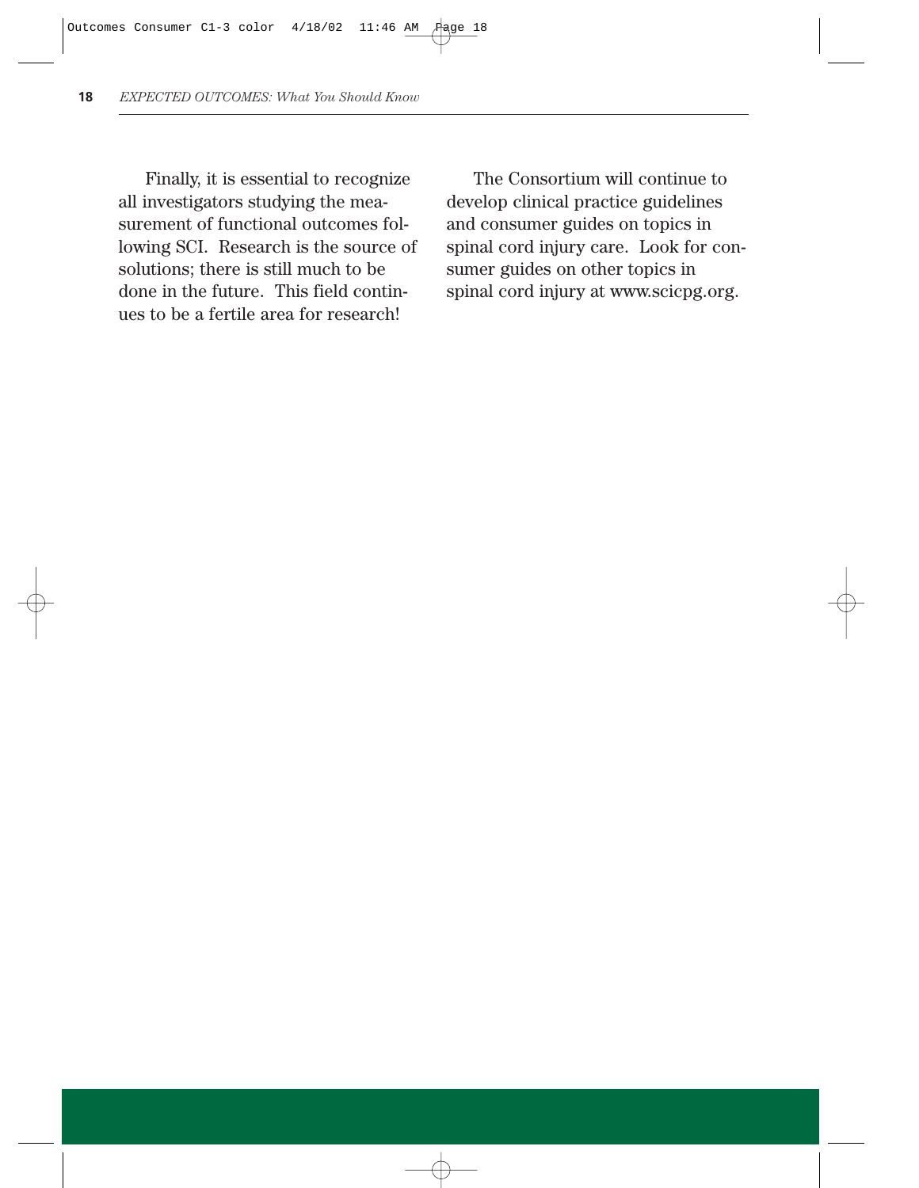Finally, it is essential to recognize all investigators studying the measurement of functional outcomes following SCI. Research is the source of solutions; there is still much to be done in the future. This field continues to be a fertile area for research!

The Consortium will continue to develop clinical practice guidelines and consumer guides on topics in spinal cord injury care. Look for consumer guides on other topics in spinal cord injury at www.scicpg.org.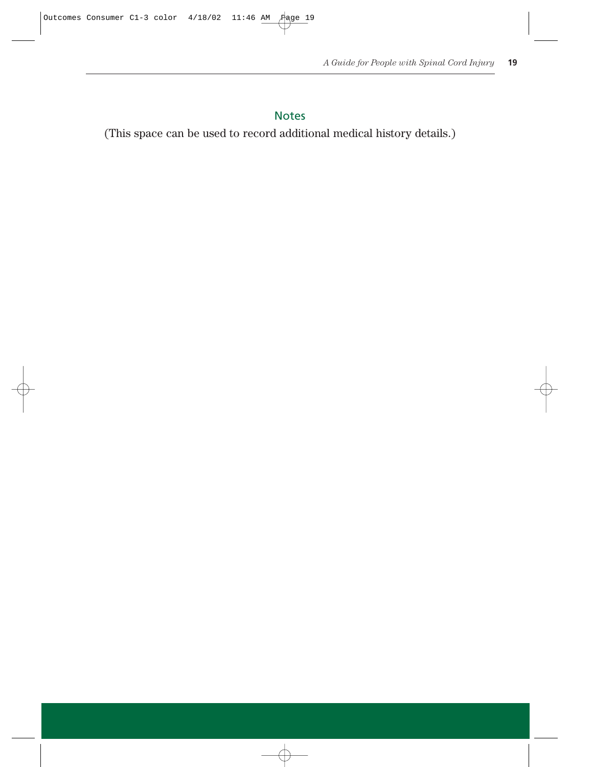## Notes

(This space can be used to record additional medical history details.)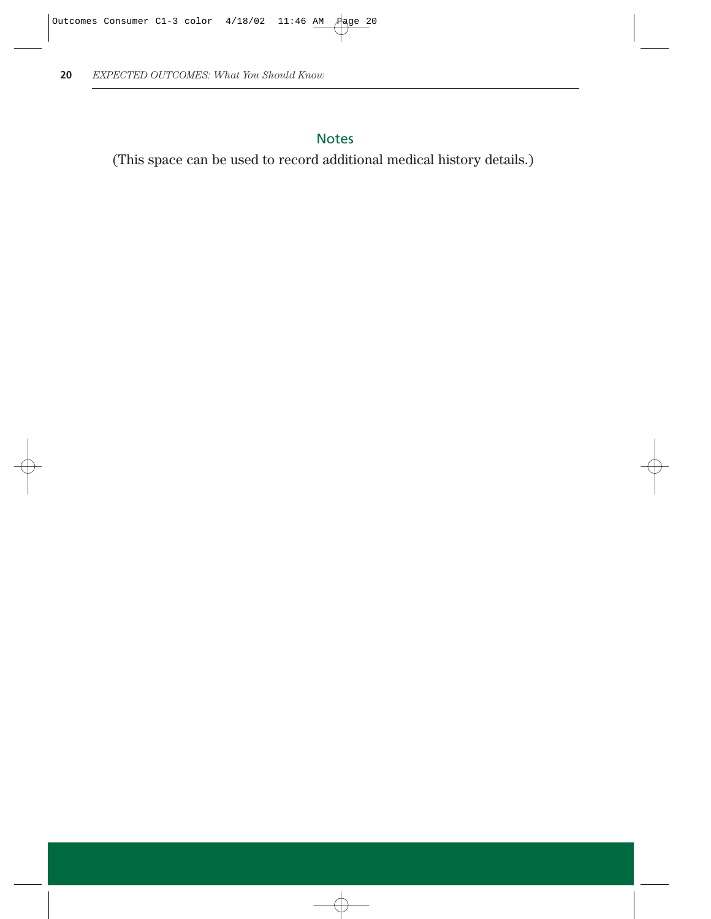## Notes

(This space can be used to record additional medical history details.)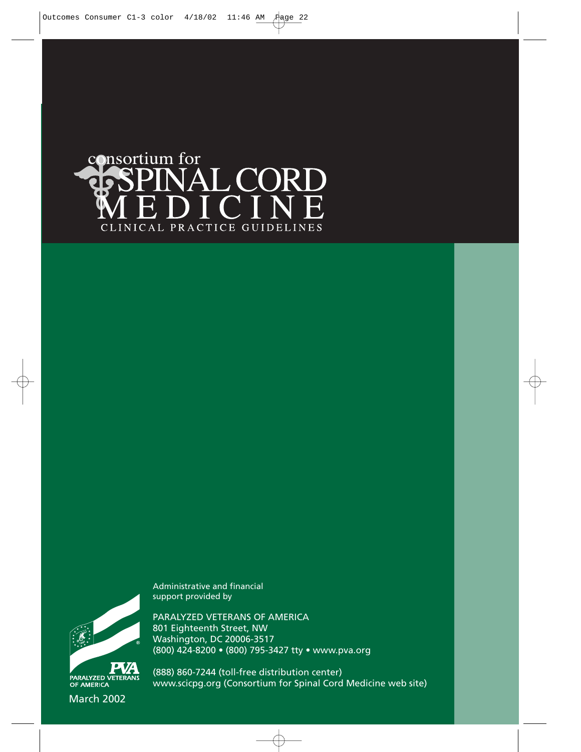consortium for
SPINAL CORD
MEDICINE
CLINICAL PRACTICE GUIDELINES

Administrative and financial support provided by

PARALYZED VETERANS OF AMERICA
801 Eighteenth Street, NW
Washington, DC 20006-3517
(800) 424-8200 • (800) 795-3427 tty • www.pva.org

(888) 860-7244 (toll-free distribution center)
www.scicpg.org (Consortium for Spinal Cord Medicine web site)

PVA
PARALYZED VETERANS OF AMERICA

March 2002